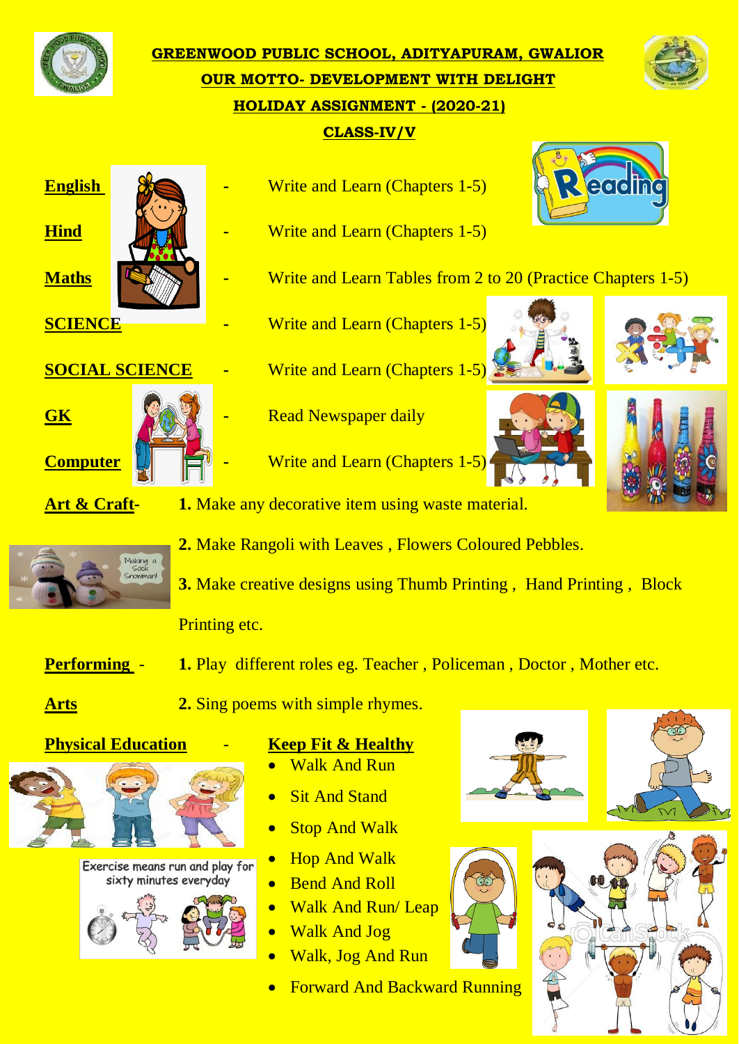# GREENWOOD PUBLIC SCHOOL, ADITYAPURAM, GWALIOR

## OUR MOTTO- DEVELOPMENT WITH DELIGHT

## HOLIDAY ASSIGNMENT - (2020-21)

## CLASS-IV/V

**English** - Write and Learn (Chapters 1-5)

**Hind** - Write and Learn (Chapters 1-5)

**Maths** - Write and Learn Tables from 2 to 20 (Practice Chapters 1-5)

**SCIENCE** - Write and Learn (Chapters 1-5)

**SOCIAL SCIENCE** - Write and Learn (Chapters 1-5)

**GK** - Read Newspaper daily

**Computer** - Write and Learn (Chapters 1-5)

**Art & Craft**-

**1.** Make any decorative item using waste material.

**2.** Make Rangoli with Leaves , Flowers Coloured Pebbles.

**3.** Make creative designs using Thumb Printing , Hand Printing , Block Printing etc.

**Performing Arts** -

**1.** Play different roles eg. Teacher , Policeman , Doctor , Mother etc.

**2.** Sing poems with simple rhymes.

**Physical Education** - **Keep Fit & Healthy**

- Walk And Run
- Sit And Stand
- Stop And Walk
- Hop And Walk
- Bend And Roll
- Walk And Run/ Leap
- Walk And Jog
- Walk, Jog And Run
- Forward And Backward Running

Exercise means run and play for sixty minutes everyday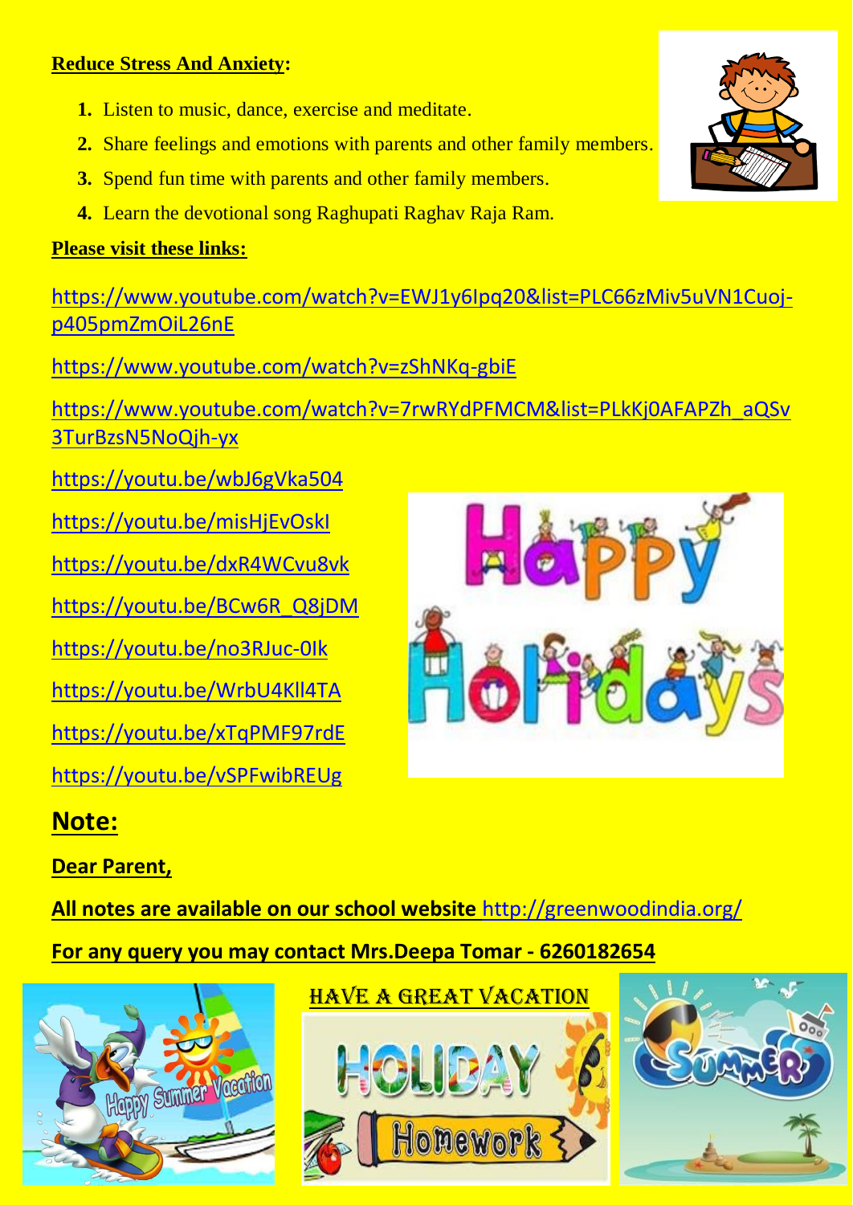**Reduce Stress And Anxiety:**

1. Listen to music, dance, exercise and meditate.
2. Share feelings and emotions with parents and other family members.
3. Spend fun time with parents and other family members.
4. Learn the devotional song Raghupati Raghav Raja Ram.

**Please visit these links:**

https://www.youtube.com/watch?v=EWJ1y6Ipq20&list=PLC66zMiv5uVN1Cuoj-p405pmZmOiL26nE

https://www.youtube.com/watch?v=zShNKq-gbiE

https://www.youtube.com/watch?v=7rwRYdPFMCM&list=PLkKj0AFAPZh_aQSv3TurBzsN5NoQjh-yx

https://youtu.be/wbJ6gVka504

https://youtu.be/misHjEvOskI

https://youtu.be/dxR4WCvu8vk

https://youtu.be/BCw6R_Q8jDM

https://youtu.be/no3RJuc-0Ik

https://youtu.be/WrbU4Kll4TA

https://youtu.be/xTqPMF97rdE

https://youtu.be/vSPFwibREUg

## Note:

**Dear Parent,**

**All notes are available on our school website** http://greenwoodindia.org/

**For any query you may contact Mrs.Deepa Tomar - 6260182654**

HAVE A GREAT VACATION